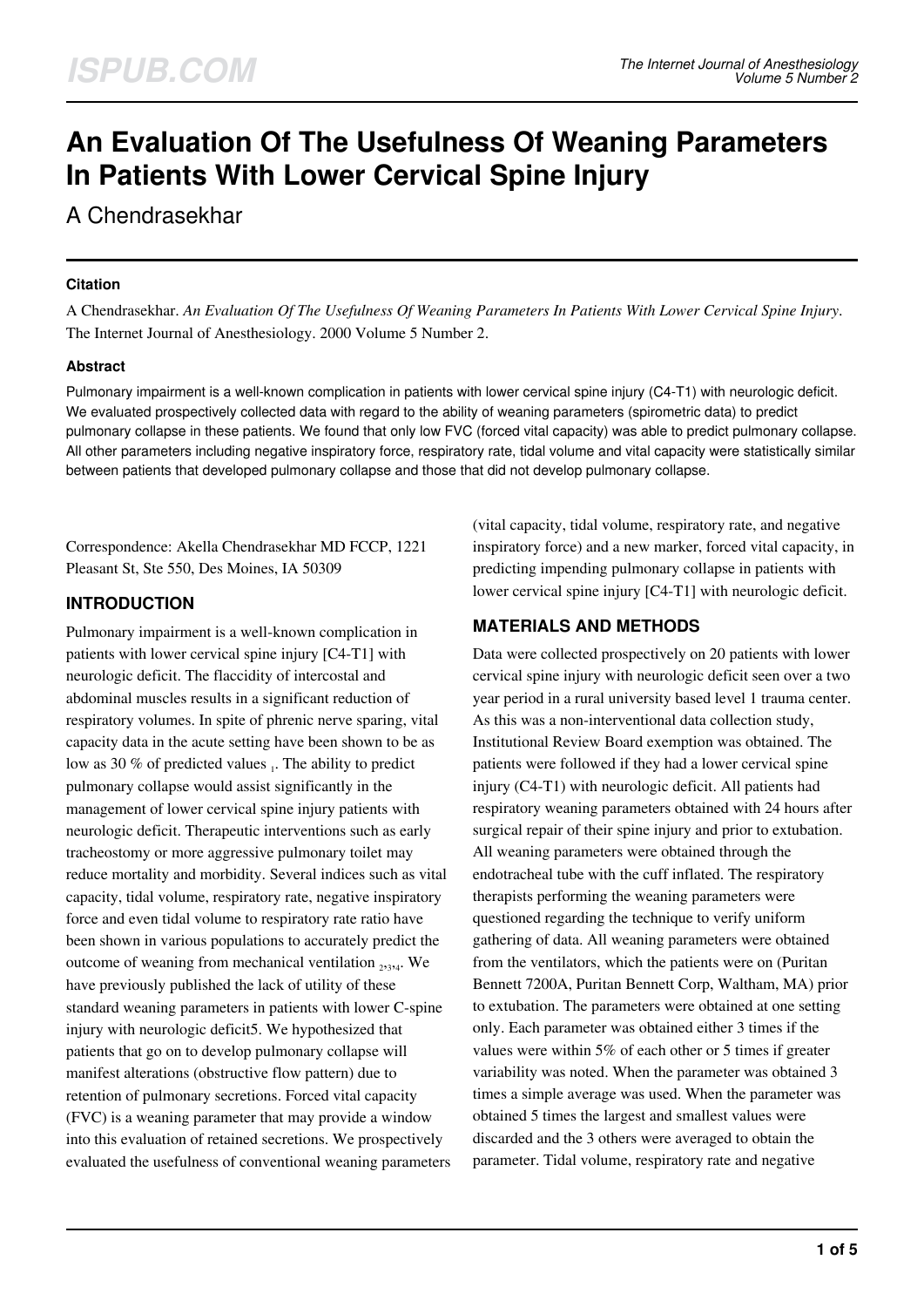# An Evaluation Of The Usefulness Of Weaning Parameters In Patients With Lower Cervical Spine Injury

A Chendrasekhar

### Citation

A Chendrasekhar. *An Evaluation Of The Usefulness Of Weaning Parameters In Patients With Lower Cervical Spine Injury*. The Internet Journal of Anesthesiology. 2000 Volume 5 Number 2.

### Abstract

Pulmonary impairment is a well-known complication in patients with lower cervical spine injury (C4-T1) with neurologic deficit. We evaluated prospectively collected data with regard to the ability of weaning parameters (spirometric data) to predict pulmonary collapse in these patients. We found that only low FVC (forced vital capacity) was able to predict pulmonary collapse. All other parameters including negative inspiratory force, respiratory rate, tidal volume and vital capacity were statistically similar between patients that developed pulmonary collapse and those that did not develop pulmonary collapse.

Correspondence: Akella Chendrasekhar MD FCCP, 1221 Pleasant St, Ste 550, Des Moines, IA 50309

## INTRODUCTION

Pulmonary impairment is a well-known complication in patients with lower cervical spine injury [C4-T1] with neurologic deficit. The flaccidity of intercostal and abdominal muscles results in a significant reduction of respiratory volumes. In spite of phrenic nerve sparing, vital capacity data in the acute setting have been shown to be as low as 30 % of predicted values [1]. The ability to predict pulmonary collapse would assist significantly in the management of lower cervical spine injury patients with neurologic deficit. Therapeutic interventions such as early tracheostomy or more aggressive pulmonary toilet may reduce mortality and morbidity. Several indices such as vital capacity, tidal volume, respiratory rate, negative inspiratory force and even tidal volume to respiratory rate ratio have been shown in various populations to accurately predict the outcome of weaning from mechanical ventilation [2,3,4]. We have previously published the lack of utility of these standard weaning parameters in patients with lower C-spine injury with neurologic deficit[5]. We hypothesized that patients that go on to develop pulmonary collapse will manifest alterations (obstructive flow pattern) due to retention of pulmonary secretions. Forced vital capacity (FVC) is a weaning parameter that may provide a window into this evaluation of retained secretions. We prospectively evaluated the usefulness of conventional weaning parameters (vital capacity, tidal volume, respiratory rate, and negative inspiratory force) and a new marker, forced vital capacity, in predicting impending pulmonary collapse in patients with lower cervical spine injury [C4-T1] with neurologic deficit.

## MATERIALS AND METHODS

Data were collected prospectively on 20 patients with lower cervical spine injury with neurologic deficit seen over a two year period in a rural university based level 1 trauma center. As this was a non-interventional data collection study, Institutional Review Board exemption was obtained. The patients were followed if they had a lower cervical spine injury (C4-T1) with neurologic deficit. All patients had respiratory weaning parameters obtained with 24 hours after surgical repair of their spine injury and prior to extubation. All weaning parameters were obtained through the endotracheal tube with the cuff inflated. The respiratory therapists performing the weaning parameters were questioned regarding the technique to verify uniform gathering of data. All weaning parameters were obtained from the ventilators, which the patients were on (Puritan Bennett 7200A, Puritan Bennett Corp, Waltham, MA) prior to extubation. The parameters were obtained at one setting only. Each parameter was obtained either 3 times if the values were within 5% of each other or 5 times if greater variability was noted. When the parameter was obtained 3 times a simple average was used. When the parameter was obtained 5 times the largest and smallest values were discarded and the 3 others were averaged to obtain the parameter. Tidal volume, respiratory rate and negative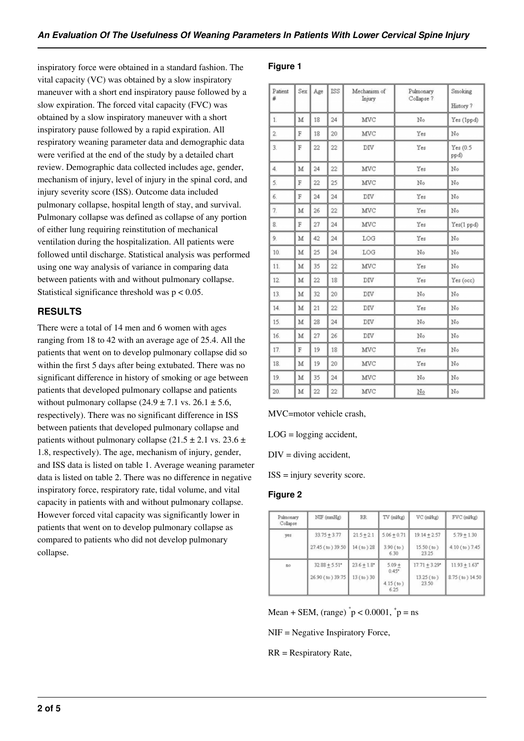inspiratory force were obtained in a standard fashion. The vital capacity (VC) was obtained by a slow inspiratory maneuver with a short end inspiratory pause followed by a slow expiration. The forced vital capacity (FVC) was obtained by a slow inspiratory maneuver with a short inspiratory pause followed by a rapid expiration. All respiratory weaning parameter data and demographic data were verified at the end of the study by a detailed chart review. Demographic data collected includes age, gender, mechanism of injury, level of injury in the spinal cord, and injury severity score (ISS). Outcome data included pulmonary collapse, hospital length of stay, and survival. Pulmonary collapse was defined as collapse of any portion of either lung requiring reinstitution of mechanical ventilation during the hospitalization. All patients were followed until discharge. Statistical analysis was performed using one way analysis of variance in comparing data between patients with and without pulmonary collapse. Statistical significance threshold was $p < 0.05$.

## RESULTS

There were a total of 14 men and 6 women with ages ranging from 18 to 42 with an average age of 25.4. All the patients that went on to develop pulmonary collapse did so within the first 5 days after being extubated. There was no significant difference in history of smoking or age between patients that developed pulmonary collapse and patients without pulmonary collapse ($24.9 \pm 7.1$ vs. $26.1 \pm 5.6$, respectively). There was no significant difference in ISS between patients that developed pulmonary collapse and patients without pulmonary collapse ($21.5 \pm 2.1$ vs. $23.6 \pm 1.8$, respectively). The age, mechanism of injury, gender, and ISS data is listed on table 1. Average weaning parameter data is listed on table 2. There was no difference in negative inspiratory force, respiratory rate, tidal volume, and vital capacity in patients with and without pulmonary collapse. However forced vital capacity was significantly lower in patients that went on to develop pulmonary collapse as compared to patients who did not develop pulmonary collapse.

### Figure 1

| Patient # | Sex | Age | ISS | Mechanism of Injury | Pulmonary Collapse ? | Smoking History ? |
|---|---|---|---|---|---|---|
| 1. | M | 18 | 24 | MVC | No | Yes (1ppd) |
| 2. | F | 18 | 20 | MVC | Yes | No |
| 3. | F | 22 | 22 | DIV | Yes | Yes (0.5 ppd) |
| 4. | M | 24 | 22 | MVC | Yes | No |
| 5. | F | 22 | 25 | MVC | No | No |
| 6. | F | 24 | 24 | DIV | Yes | No |
| 7. | M | 26 | 22 | MVC | Yes | No |
| 8. | F | 27 | 24 | MVC | Yes | Yes(1 ppd) |
| 9. | M | 42 | 24 | LOG | Yes | No |
| 10. | M | 25 | 24 | LOG | No | No |
| 11. | M | 35 | 22 | MVC | Yes | No |
| 12. | M | 22 | 18 | DIV | Yes | Yes (occ) |
| 13. | M | 32 | 20 | DIV | No | No |
| 14. | M | 21 | 22 | DIV | Yes | No |
| 15. | M | 28 | 24 | DIV | No | No |
| 16. | M | 27 | 26 | DIV | No | No |
| 17. | F | 19 | 18 | MVC | Yes | No |
| 18. | M | 19 | 20 | MVC | Yes | No |
| 19. | M | 35 | 24 | MVC | No | No |
| 20. | M | 22 | 22 | MVC | No | No |

MVC=motor vehicle crash,

LOG = logging accident,

DIV = diving accident,

ISS = injury severity score.

### Figure 2

| Pulmonary Collapse | NIF (mmHg) | RR | TV (ml/kg) | VC (ml/kg) | FVC (ml/kg) |
|---|---|---|---|---|---|
| yes | $33.75 \pm 3.77$<br>27.45 (to) 39.50 | $21.5 \pm 2.1$<br>14 (to) 28 | $5.06 \pm 0.71$<br>3.90 (to) 6.30 | $19.14 \pm 2.57$<br>15.50 (to) 23.25 | $5.79 \pm 1.30$<br>4.10 (to) 7.45 |
| no | $32.88 \pm 5.51^{+}$<br>26.90 (to) 39.75 | $23.6 \pm 1.8^{+}$<br>13 (to) 30 | $5.09 \pm 0.45^{+}$<br>4.15 (to) 6.25 | $17.71 \pm 3.29^{+}$<br>13.25 (to) 23.50 | $11.93 \pm 1.63^{*}$<br>8.75 (to) 14.50 |

Mean + SEM, (range) $^{*}p < 0.0001$, $^{+}p$ = ns

NIF = Negative Inspiratory Force,

RR = Respiratory Rate,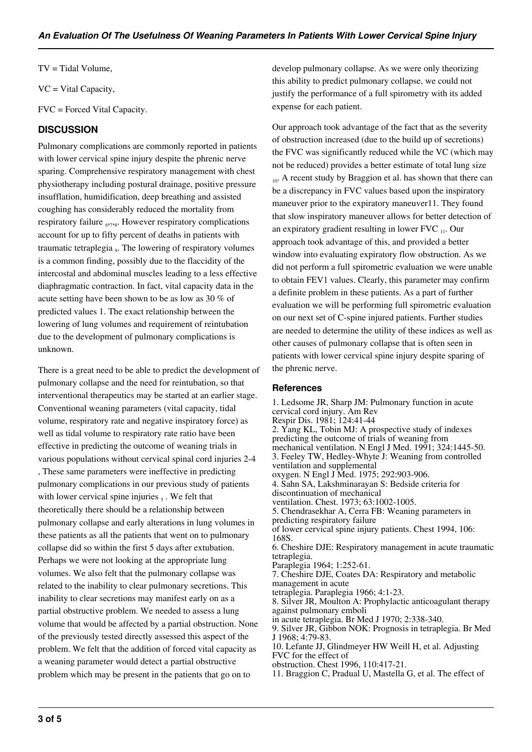TV = Tidal Volume,

VC = Vital Capacity,

FVC = Forced Vital Capacity.

## DISCUSSION

Pulmonary complications are commonly reported in patients with lower cervical spine injury despite the phrenic nerve sparing. Comprehensive respiratory management with chest physiotherapy including postural drainage, positive pressure insufflation, humidification, deep breathing and assisted coughing has considerably reduced the mortality from respiratory failure [6,7,8]. However respiratory complications account for up to fifty percent of deaths in patients with traumatic tetraplegia [9]. The lowering of respiratory volumes is a common finding, possibly due to the flaccidity of the intercostal and abdominal muscles leading to a less effective diaphragmatic contraction. In fact, vital capacity data in the acute setting have been shown to be as low as 30 % of predicted values 1. The exact relationship between the lowering of lung volumes and requirement of reintubation due to the development of pulmonary complications is unknown.

There is a great need to be able to predict the development of pulmonary collapse and the need for reintubation, so that interventional therapeutics may be started at an earlier stage. Conventional weaning parameters (vital capacity, tidal volume, respiratory rate and negative inspiratory force) as well as tidal volume to respiratory rate ratio have been effective in predicting the outcome of weaning trials in various populations without cervical spinal cord injuries 2-4 , These same parameters were ineffective in predicting pulmonary complications in our previous study of patients with lower cervical spine injuries [5]. We felt that theoretically there should be a relationship between pulmonary collapse and early alterations in lung volumes in these patients as all the patients that went on to pulmonary collapse did so within the first 5 days after extubation. Perhaps we were not looking at the appropriate lung volumes. We also felt that the pulmonary collapse was related to the inability to clear pulmonary secretions. This inability to clear secretions may manifest early on as a partial obstructive problem. We needed to assess a lung volume that would be affected by a partial obstruction. None of the previously tested directly assessed this aspect of the problem. We felt that the addition of forced vital capacity as a weaning parameter would detect a partial obstructive problem which may be present in the patients that go on to develop pulmonary collapse. As we were only theorizing this ability to predict pulmonary collapse, we could not justify the performance of a full spirometry with its added expense for each patient.

Our approach took advantage of the fact that as the severity of obstruction increased (due to the build up of secretions) the FVC was significantly reduced while the VC (which may not be reduced) provides a better estimate of total lung size [10]. A recent study by Braggion et al. has shown that there can be a discrepancy in FVC values based upon the inspiratory maneuver prior to the expiratory maneuver11. They found that slow inspiratory maneuver allows for better detection of an expiratory gradient resulting in lower FVC [11]. Our approach took advantage of this, and provided a better window into evaluating expiratory flow obstruction. As we did not perform a full spirometric evaluation we were unable to obtain FEV1 values. Clearly, this parameter may confirm a definite problem in these patients. As a part of further evaluation we will be performing full spirometric evaluation on our next set of C-spine injured patients. Further studies are needed to determine the utility of these indices as well as other causes of pulmonary collapse that is often seen in patients with lower cervical spine injury despite sparing of the phrenic nerve.

### References

1. Ledsome JR, Sharp JM: Pulmonary function in acute cervical cord injury. Am Rev Respir Dis. 1981; 124:41-44
2. Yang KL, Tobin MJ: A prospective study of indexes predicting the outcome of trials of weaning from mechanical ventilation. N Engl J Med. 1991; 324:1445-50.
3. Feeley TW, Hedley-Whyte J: Weaning from controlled ventilation and supplemental oxygen. N Engl J Med. 1975; 292:903-906.
4. Sahn SA, Lakshminarayan S: Bedside criteria for discontinuation of mechanical ventilation. Chest. 1973; 63:1002-1005.
5. Chendrasekhar A, Cerra FB: Weaning parameters in predicting respiratory failure of lower cervical spine injury patients. Chest 1994, 106: 168S.
6. Cheshire DJE: Respiratory management in acute traumatic tetraplegia. Paraplegia 1964; 1:252-61.
7. Cheshire DJE, Coates DA: Respiratory and metabolic management in acute tetraplegia. Paraplegia 1966; 4:1-23.
8. Silver JR, Moulton A: Prophylactic anticoagulant therapy against pulmonary emboli in acute tetraplegia. Br Med J 1970; 2:338-340.
9. Silver JR, Gibbon NOK: Prognosis in tetraplegia. Br Med J 1968; 4:79-83.
10. Lefante JJ, Glindmeyer HW Weill H, et al. Adjusting FVC for the effect of obstruction. Chest 1996, 110:417-21.
11. Braggion C, Pradual U, Mastella G, et al. The effect of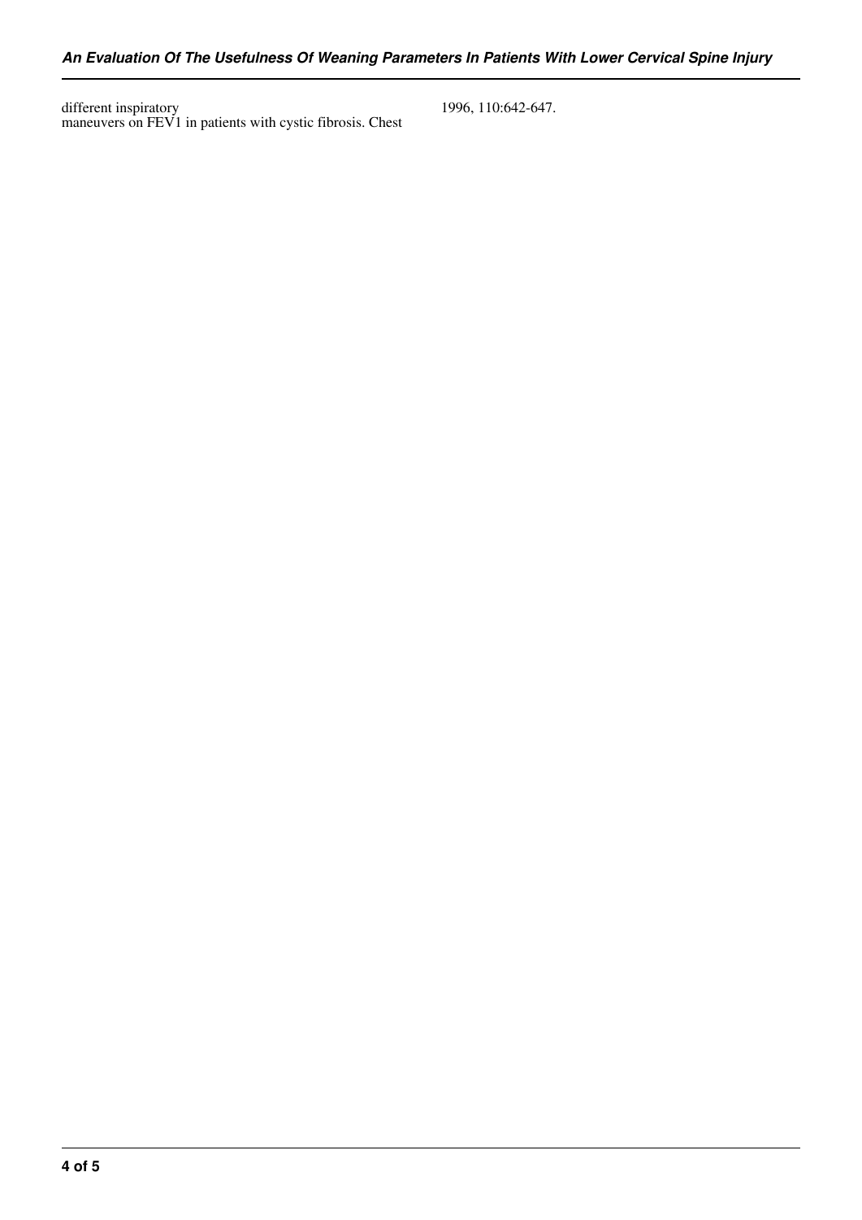different inspiratory maneuvers on FEV1 in patients with cystic fibrosis. Chest 1996, 110:642-647.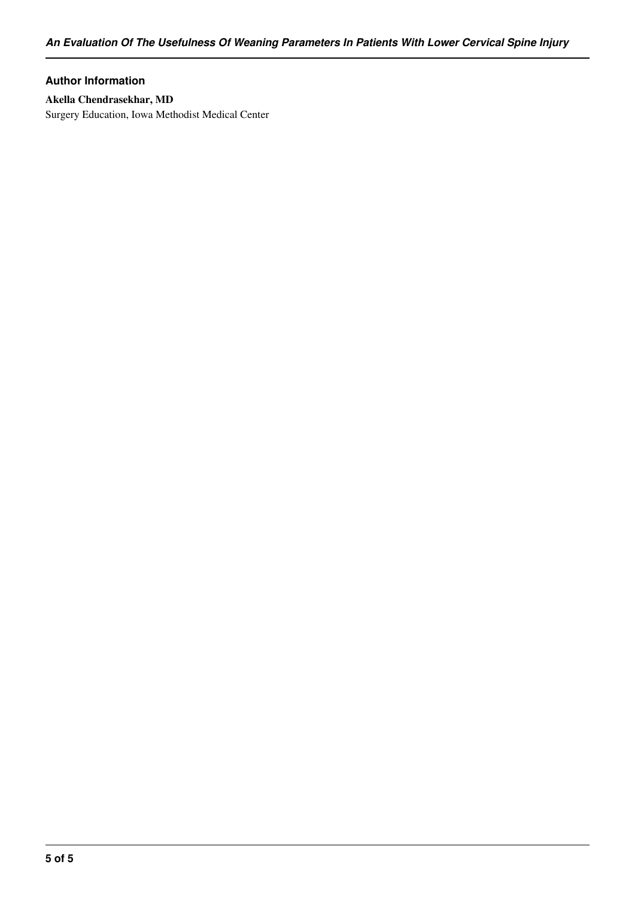## Author Information

**Akella Chendrasekhar, MD**

Surgery Education, Iowa Methodist Medical Center